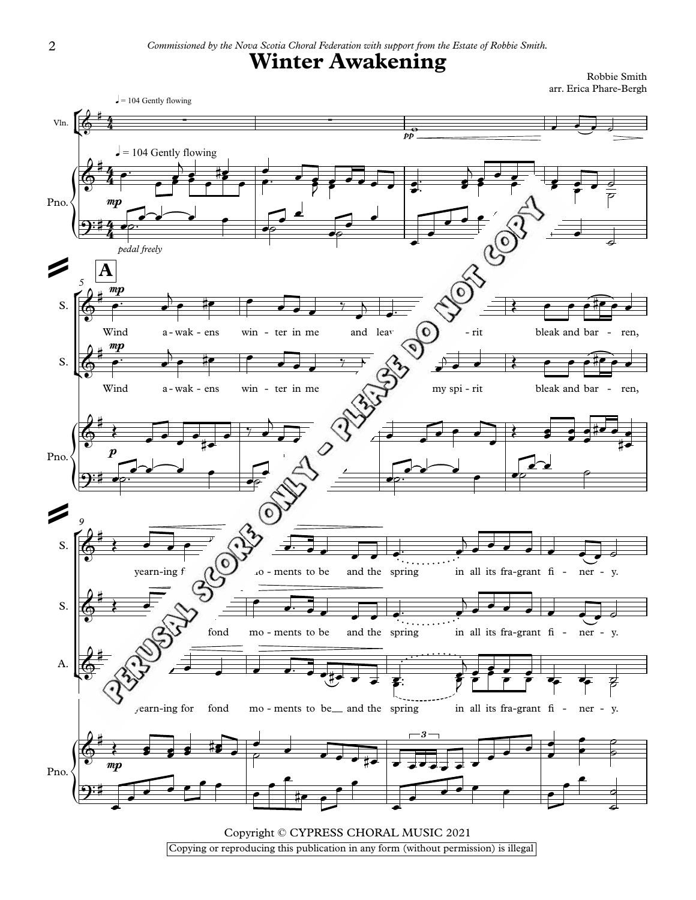*Commissioned by the Nova Scotia Choral Federation with support from the Estate of Robbie Smith.*

# Winter Awakening

Robbie Smith
arr. Erica Phare-Bergh

♩ = 104 Gently flowing

Wind a-wak-ens win-ter in me and leav- my spi-rit bleak and bar-ren, yearn-ing for fond mo-ments to be and the spring in all its fra-grant fi-ner-y.

Copyright © CYPRESS CHORAL MUSIC 2021

Copying or reproducing this publication in any form (without permission) is illegal

PERUSAL SCORE ONLY - PLEASE DO NOT COPY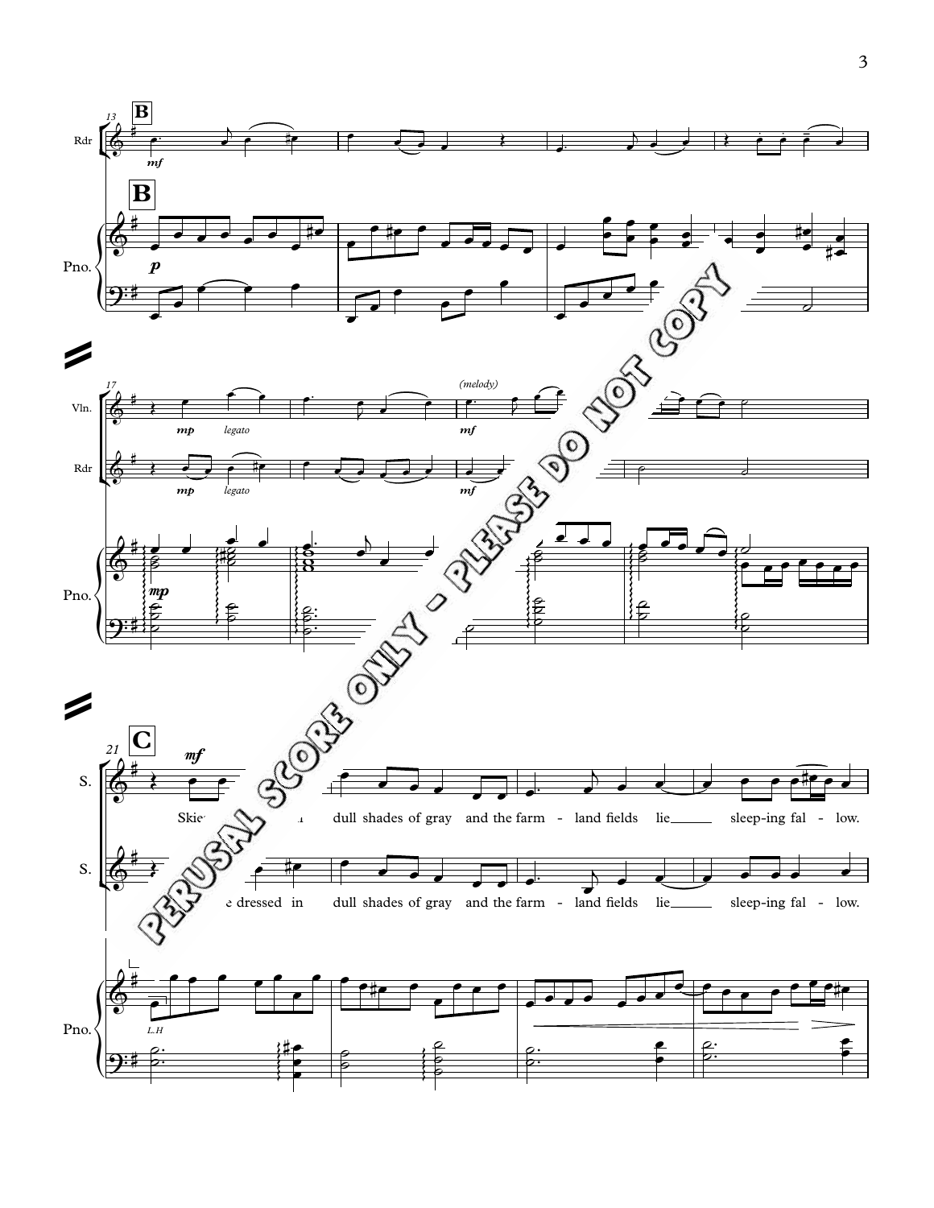**B**

Rdr

Pno.

Vln.

Rdr

(melody)

Pno.

**C**

S.

Skies ... dull shades of gray and the farm - land fields lie sleep-ing fal - low.

S.

... dressed in dull shades of gray and the farm - land fields lie sleep-ing fal - low.

Pno.

L.H

PERUSAL SCORE ONLY - PLEASE DO NOT COPY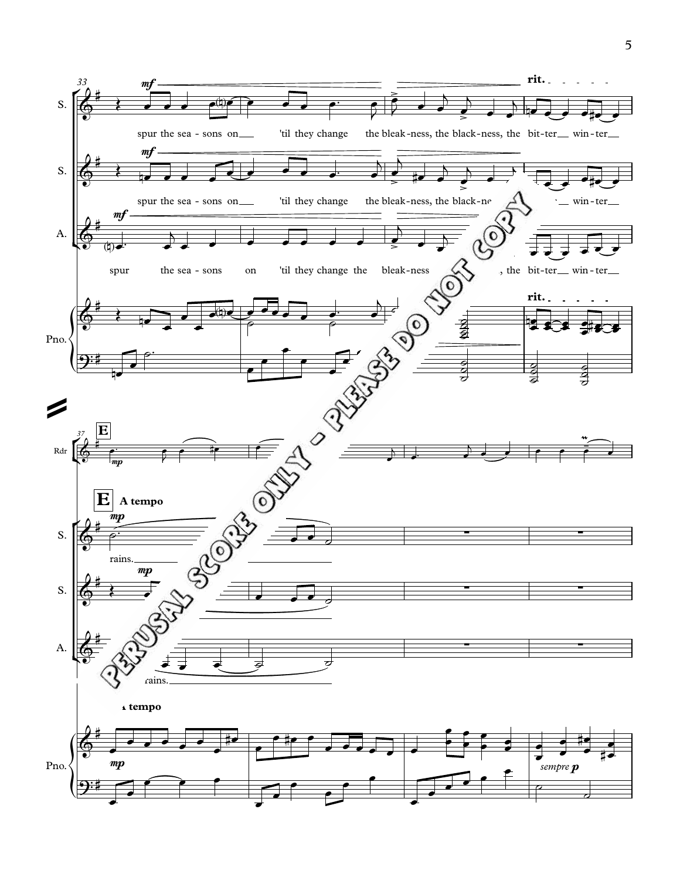33

**mf** — **rit.**

S. — spur the sea - sons on 'til they change the bleak-ness, the black-ness, the bit-ter win-ter

S. — spur the sea - sons on 'til they change the bleak-ness, the black-ne ... win-ter

A. — spur the sea - sons on 'til they change the bleak-ness ... , the bit-ter win-ter

Pno. — **rit.**

37 **E**

Rdr — *mp*

**E** **A tempo**

S. — *mp* rains.

S. — *mp*

A. — rains.

Pno. — A tempo — *mp* — *sempre p*

PERUSAL SCORE ONLY - PLEASE DO NOT COPY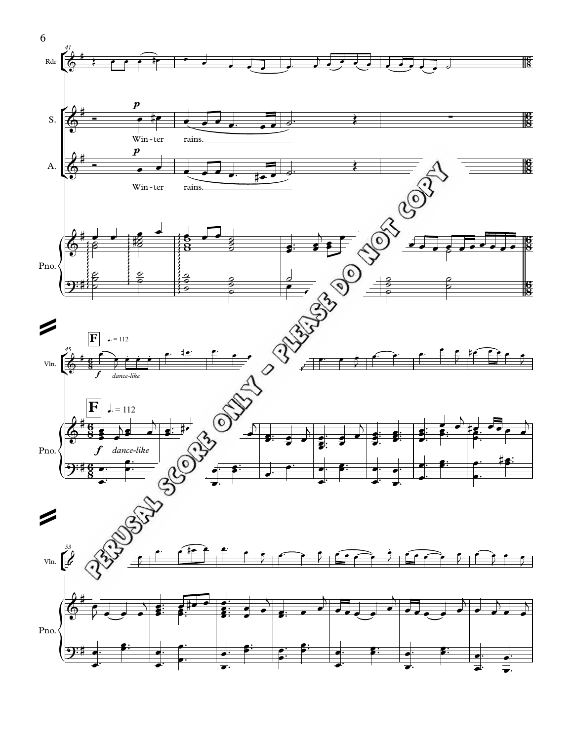Rdr

S.

*p*

Win - ter rains.

A.

*p*

Win - ter rains.

Pno.

F ♩. = 112

Vln.

*f* *dance-like*

Pno.

*f* *dance-like*

Vln.

Pno.

PERUSAL SCORE ONLY - PLEASE DO NOT COPY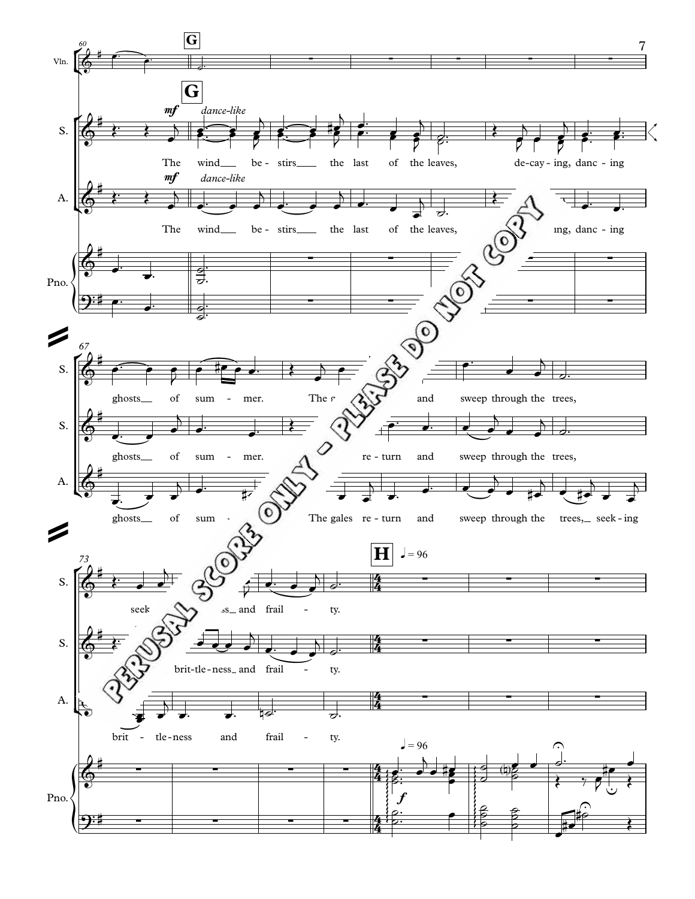**G**

*mf* *dance-like*

The wind__ be- stirs__ the last of the leaves, de-cay - ing, danc - ing ghosts__ of sum - mer. The gales re - turn and sweep through the trees, seek - ing brit - tle - ness__ and frail - ty.

**H** ♩ = 96

PERUSAL SCORE ONLY - PLEASE DO NOT COPY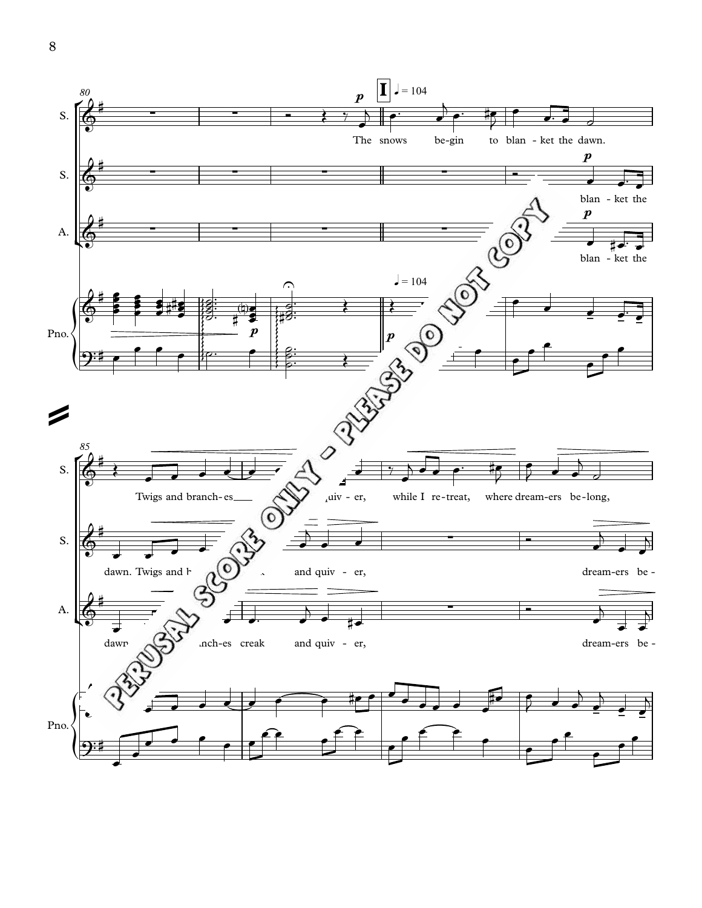80

S.

S.

A.

Pno.

*p*

**I** ♩ = 104

The snows be-gin to blan - ket the dawn.

*p*

blan - ket the

*p*

blan - ket the

♩ = 104

*p*

*p*

PERUSAL SCORE ONLY - PLEASE DO NOT COPY

85

Twigs and branch-es quiv - er, while I re-treat, where dream-ers be-long,

dawn. Twigs and and quiv - er, dream-ers be -

dawn nch-es creak and quiv - er, dream-ers be -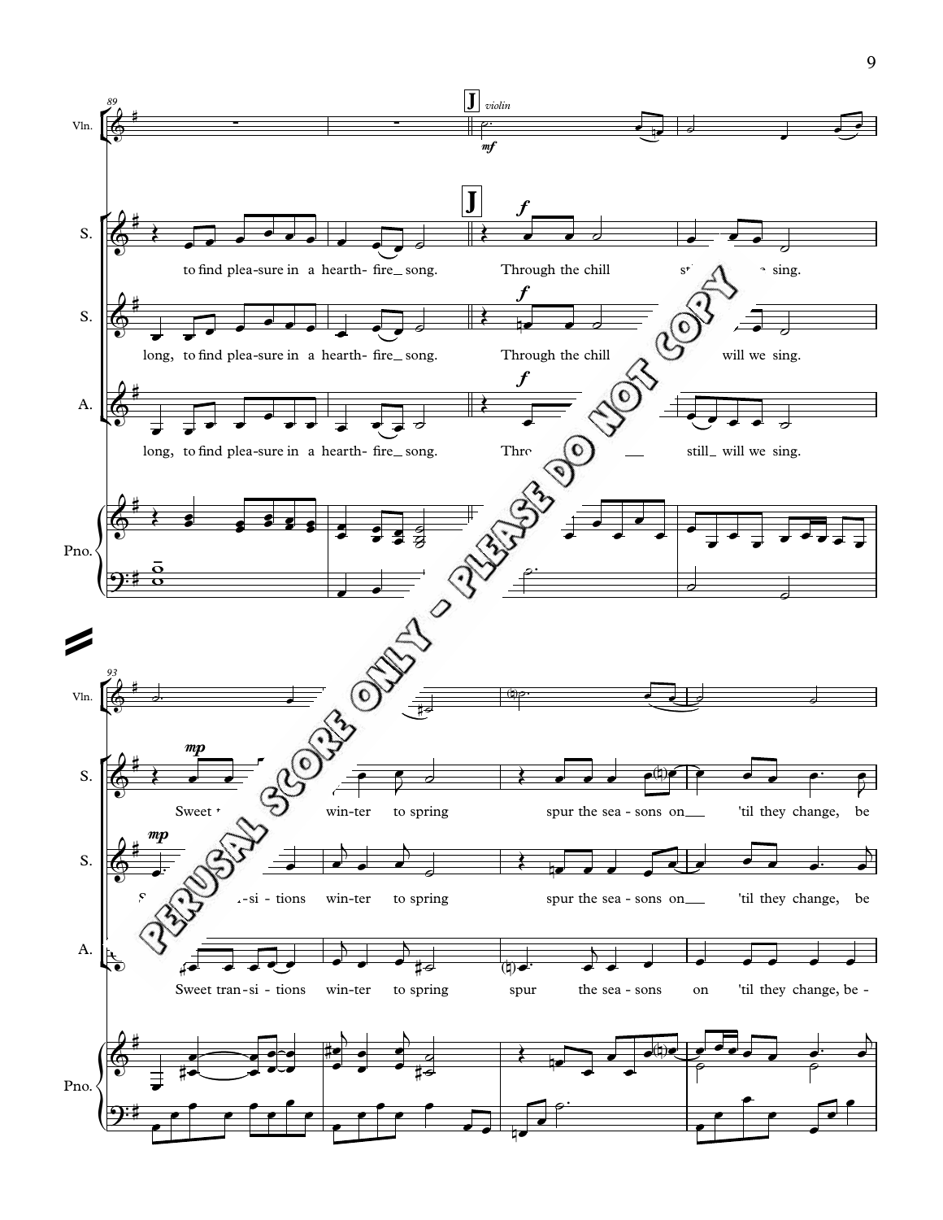Vln.

S.

S.

A.

Pno.

**J** *violin*

*mf*

*f*

to find plea-sure in a hearth- fire_ song. Through the chill still will we sing.

long, to find plea-sure in a hearth- fire_ song. Through the chill will we sing.

long, to find plea-sure in a hearth- fire_ song. Through still_ will we sing.

PERUSAL SCORE ONLY - PLEASE DO NOT COPY

*mp*

Sweet win-ter to spring spur the sea - sons on_ 'til they change, be

Sweet tran-si - tions win-ter to spring spur the sea - sons on_ 'til they change, be

Sweet tran-si - tions win-ter to spring spur the sea - sons on 'til they change, be -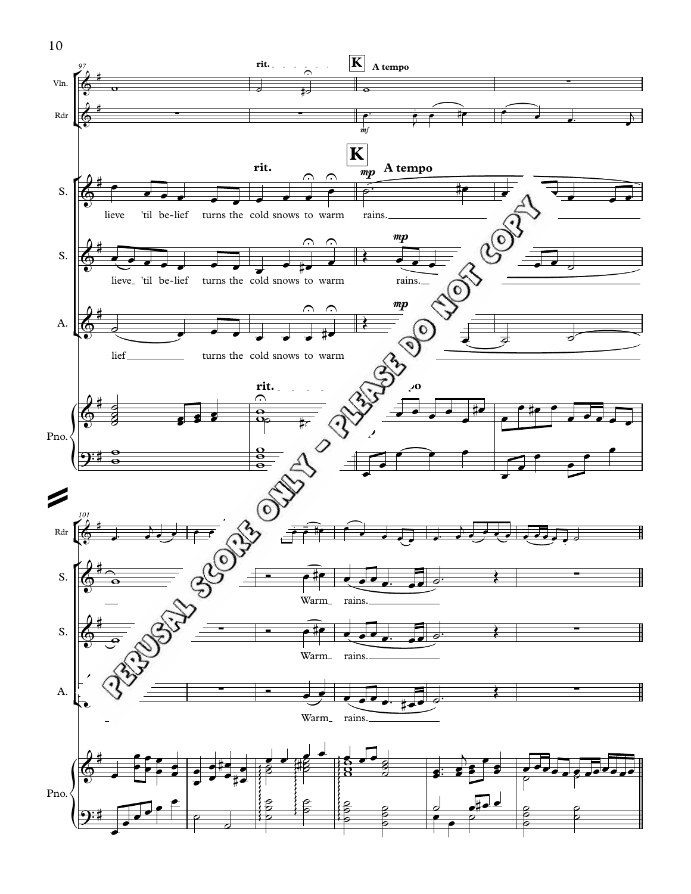rit. K A tempo

lieve 'til be-lief turns the cold snows to warm rains.

lieve 'til be-lief turns the cold snows to warm rains.

lief turns the cold snows to warm

Warm rains.

Warm rains.

Warm rains.

PERUSAL SCORE ONLY - PLEASE DO NOT COPY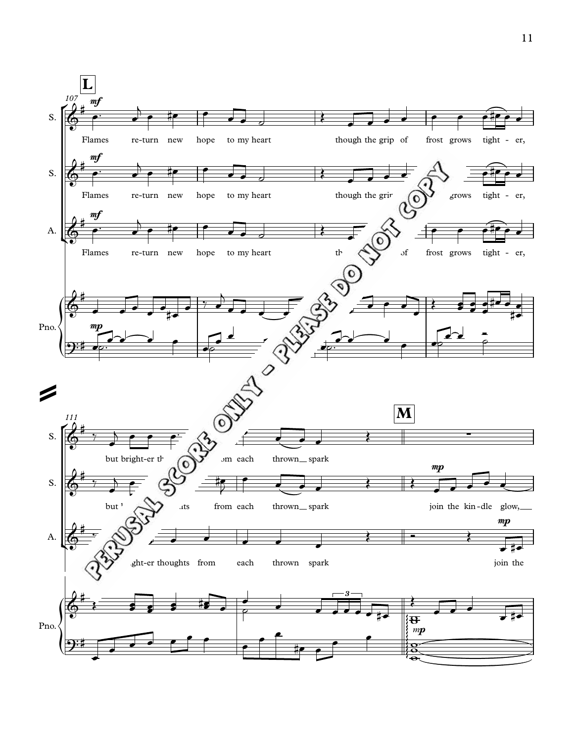**L**

107

S. *mf* Flames re-turn new hope to my heart though the grip of frost grows tight - er,

S. *mf* Flames re-turn new hope to my heart though the grip of frost grows tight - er,

A. *mf* Flames re-turn new hope to my heart though the grip of frost grows tight - er,

Pno. *mp*

111

S. but bright-er thoughts from each thrown spark

S. but bright-er thoughts from each thrown spark

A. but bright-er thoughts from each thrown spark

**M**

S. *mp* join the kin-dle glow,

A. *mp* join the

Pno. *mp*

PERUSAL SCORE ONLY - PLEASE DO NOT COPY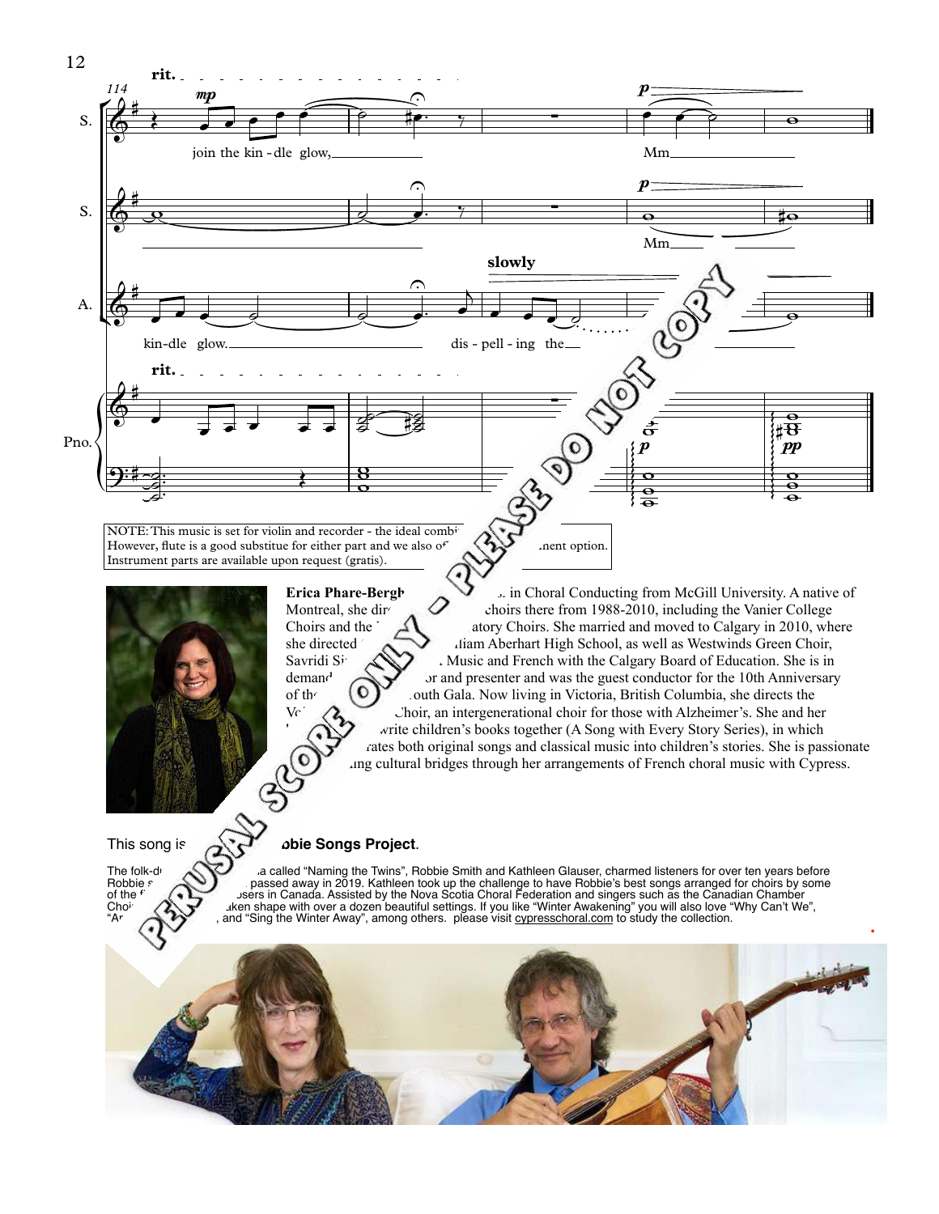NOTE: This music is set for violin and recorder - the ideal combi... However, flute is a good substitue for either part and we also o... ...nent option. Instrument parts are available upon request (gratis).

**Erica Phare-Bergh** ...s. in Choral Conducting from McGill University. A native of Montreal, she dir... choirs there from 1988-2010, including the Vanier College Choirs and the ...atory Choirs. She married and moved to Calgary in 2010, where she directed ...lliam Aberhart High School, as well as Westwinds Green Choir, Savridi Si... Music and French with the Calgary Board of Education. She is in demand... or and presenter and was the guest conductor for the 10th Anniversary of th... ...outh Gala. Now living in Victoria, British Columbia, she directs the V... Choir, an intergenerational choir for those with Alzheimer's. She and her ... write children's books together (A Song with Every Story Series), in which ...rates both original songs and classical music into children's stories. She is passionate ...ing cultural bridges through her arrangements of French choral music with Cypress.

This song is... **...obie Songs Project**.

The folk-d... ...a called "Naming the Twins", Robbie Smith and Kathleen Glauser, charmed listeners for over ten years before Robbie s... passed away in 2019. Kathleen took up the challenge to have Robbie's best songs arranged for choirs by some of the f... ...osers in Canada. Assisted by the Nova Scotia Choral Federation and singers such as the Canadian Chamber Choi... ...aken shape with over a dozen beautiful settings. If you like "Winter Awakening" you will also love "Why Can't We", "A... , and "Sing the Winter Away", among others. please visit cypresschoral.com to study the collection.